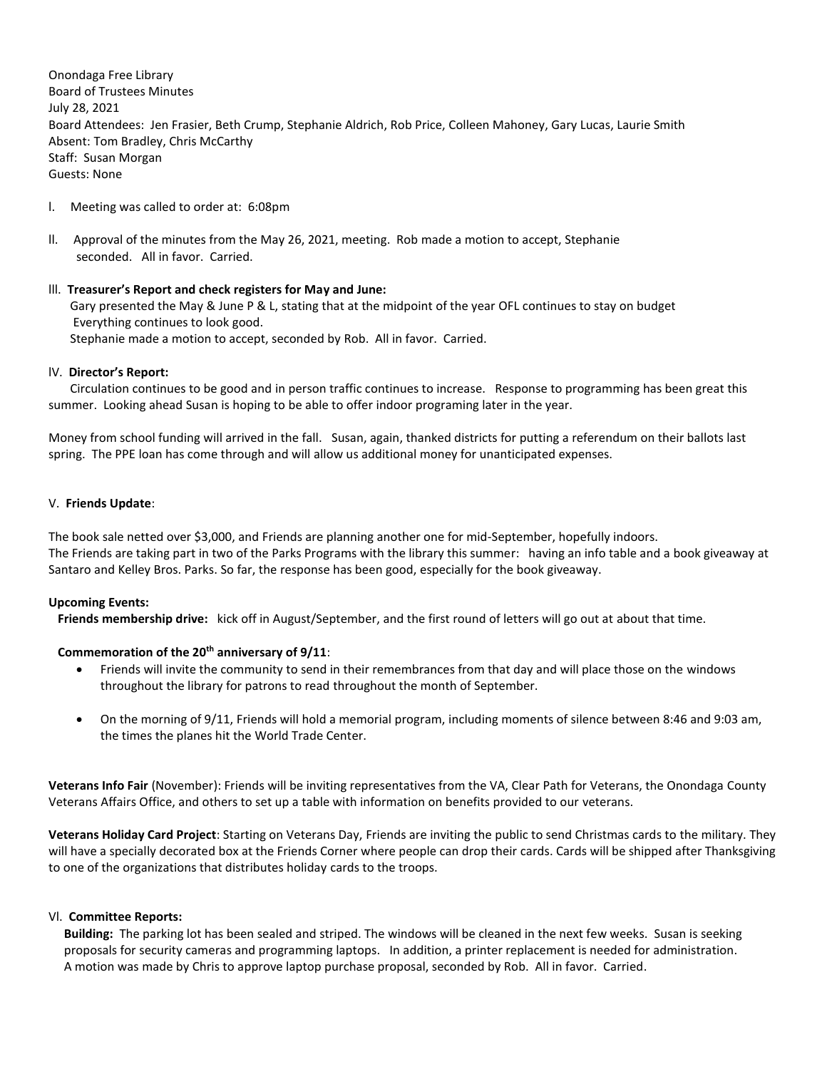Onondaga Free Library
Board of Trustees Minutes
July 28, 2021
Board Attendees: Jen Frasier, Beth Crump, Stephanie Aldrich, Rob Price, Colleen Mahoney, Gary Lucas, Laurie Smith
Absent: Tom Bradley, Chris McCarthy
Staff: Susan Morgan
Guests: None

I. Meeting was called to order at: 6:08pm

II. Approval of the minutes from the May 26, 2021, meeting. Rob made a motion to accept, Stephanie seconded. All in favor. Carried.

III. **Treasurer's Report and check registers for May and June:**
Gary presented the May & June P & L, stating that at the midpoint of the year OFL continues to stay on budget Everything continues to look good.
Stephanie made a motion to accept, seconded by Rob. All in favor. Carried.

IV. **Director's Report:**
Circulation continues to be good and in person traffic continues to increase. Response to programming has been great this summer. Looking ahead Susan is hoping to be able to offer indoor programing later in the year.

Money from school funding will arrived in the fall. Susan, again, thanked districts for putting a referendum on their ballots last spring. The PPE loan has come through and will allow us additional money for unanticipated expenses.

V. **Friends Update**:

The book sale netted over $3,000, and Friends are planning another one for mid-September, hopefully indoors.
The Friends are taking part in two of the Parks Programs with the library this summer: having an info table and a book giveaway at Santaro and Kelley Bros. Parks. So far, the response has been good, especially for the book giveaway.

**Upcoming Events:**

**Friends membership drive:** kick off in August/September, and the first round of letters will go out at about that time.

**Commemoration of the 20th anniversary of 9/11**:

- Friends will invite the community to send in their remembrances from that day and will place those on the windows throughout the library for patrons to read throughout the month of September.
- On the morning of 9/11, Friends will hold a memorial program, including moments of silence between 8:46 and 9:03 am, the times the planes hit the World Trade Center.

**Veterans Info Fair** (November): Friends will be inviting representatives from the VA, Clear Path for Veterans, the Onondaga County Veterans Affairs Office, and others to set up a table with information on benefits provided to our veterans.

**Veterans Holiday Card Project**: Starting on Veterans Day, Friends are inviting the public to send Christmas cards to the military. They will have a specially decorated box at the Friends Corner where people can drop their cards. Cards will be shipped after Thanksgiving to one of the organizations that distributes holiday cards to the troops.

VI. **Committee Reports:**

**Building:** The parking lot has been sealed and striped. The windows will be cleaned in the next few weeks. Susan is seeking proposals for security cameras and programming laptops. In addition, a printer replacement is needed for administration.
A motion was made by Chris to approve laptop purchase proposal, seconded by Rob. All in favor. Carried.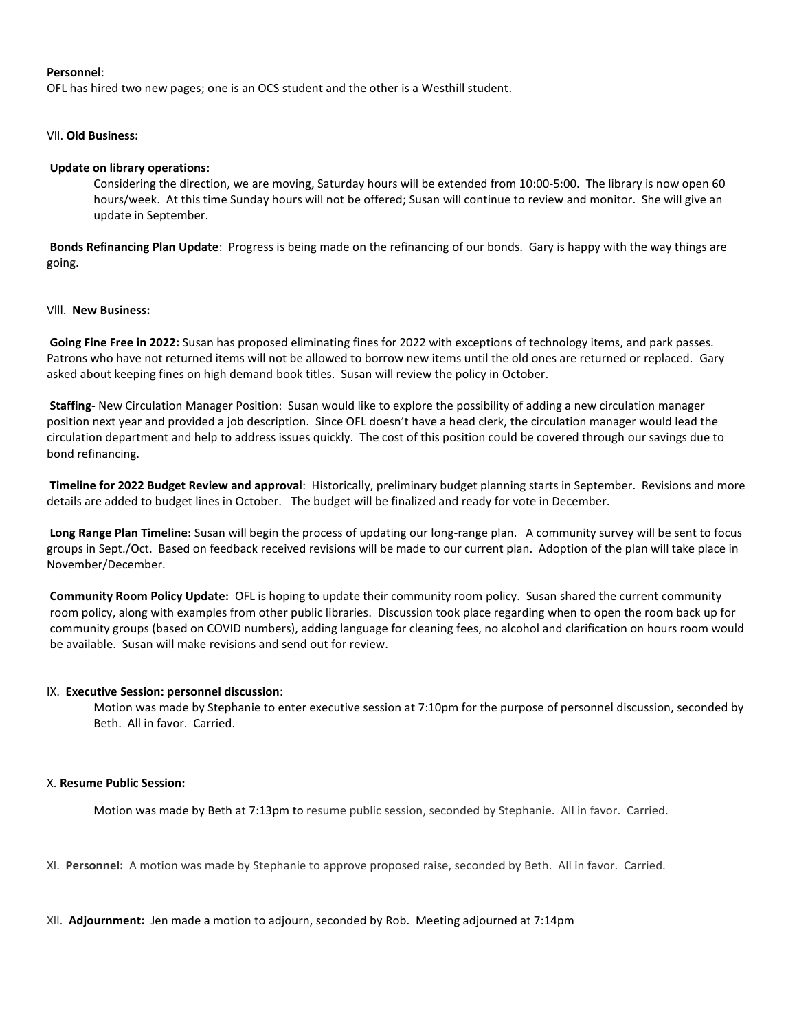**Personnel**:
OFL has hired two new pages; one is an OCS student and the other is a Westhill student.

VII. **Old Business:**

**Update on library operations**:

Considering the direction, we are moving, Saturday hours will be extended from 10:00-5:00. The library is now open 60 hours/week. At this time Sunday hours will not be offered; Susan will continue to review and monitor. She will give an update in September.

**Bonds Refinancing Plan Update**: Progress is being made on the refinancing of our bonds. Gary is happy with the way things are going.

VIII. **New Business:**

**Going Fine Free in 2022:** Susan has proposed eliminating fines for 2022 with exceptions of technology items, and park passes. Patrons who have not returned items will not be allowed to borrow new items until the old ones are returned or replaced. Gary asked about keeping fines on high demand book titles. Susan will review the policy in October.

**Staffing**- New Circulation Manager Position: Susan would like to explore the possibility of adding a new circulation manager position next year and provided a job description. Since OFL doesn't have a head clerk, the circulation manager would lead the circulation department and help to address issues quickly. The cost of this position could be covered through our savings due to bond refinancing.

**Timeline for 2022 Budget Review and approval**: Historically, preliminary budget planning starts in September. Revisions and more details are added to budget lines in October. The budget will be finalized and ready for vote in December.

**Long Range Plan Timeline:** Susan will begin the process of updating our long-range plan. A community survey will be sent to focus groups in Sept./Oct. Based on feedback received revisions will be made to our current plan. Adoption of the plan will take place in November/December.

**Community Room Policy Update:** OFL is hoping to update their community room policy. Susan shared the current community room policy, along with examples from other public libraries. Discussion took place regarding when to open the room back up for community groups (based on COVID numbers), adding language for cleaning fees, no alcohol and clarification on hours room would be available. Susan will make revisions and send out for review.

IX. **Executive Session: personnel discussion**:

Motion was made by Stephanie to enter executive session at 7:10pm for the purpose of personnel discussion, seconded by Beth. All in favor. Carried.

X. **Resume Public Session:**

Motion was made by Beth at 7:13pm to resume public session, seconded by Stephanie. All in favor. Carried.

XI. **Personnel:** A motion was made by Stephanie to approve proposed raise, seconded by Beth. All in favor. Carried.

XII. **Adjournment:** Jen made a motion to adjourn, seconded by Rob. Meeting adjourned at 7:14pm